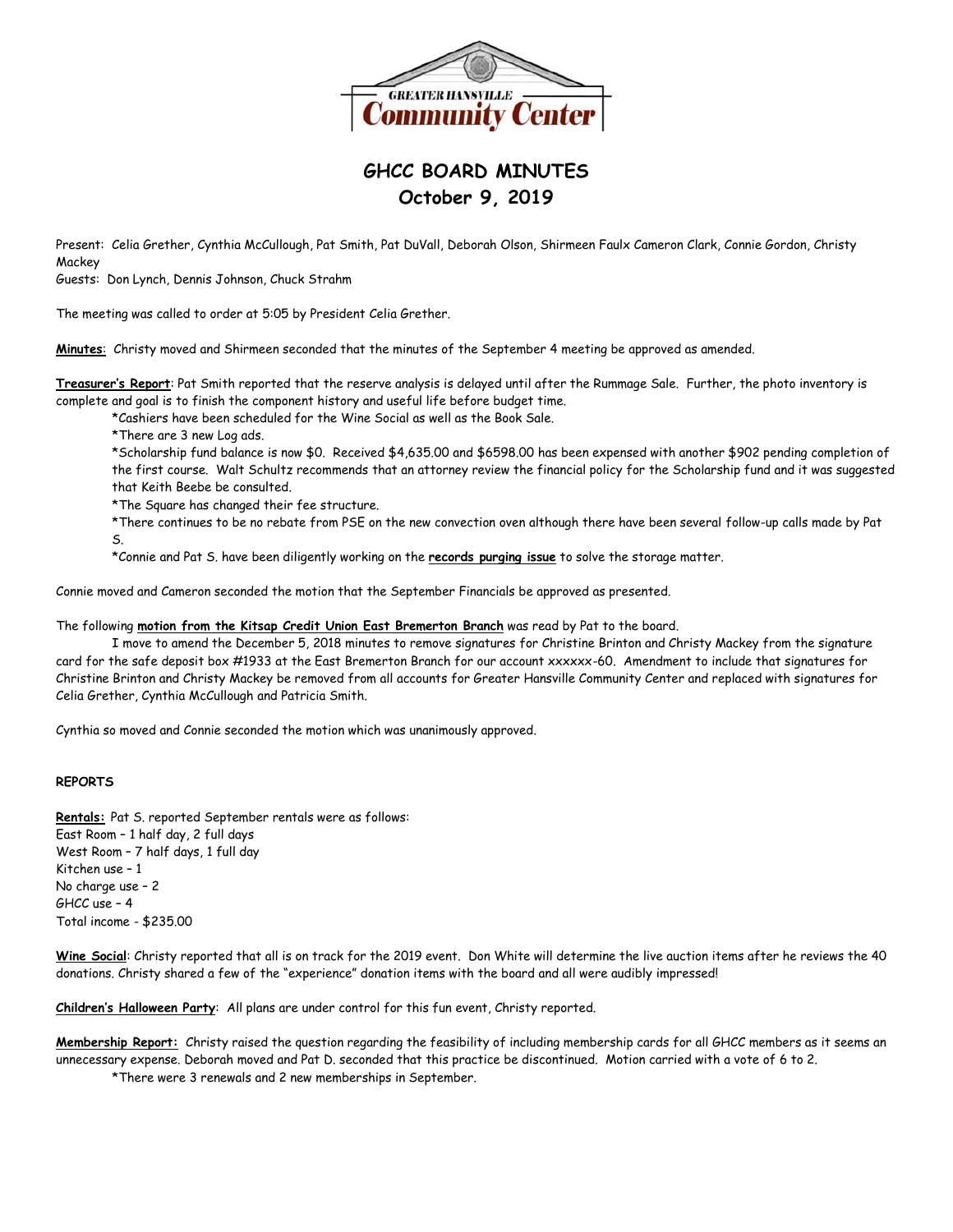# GHCC BOARD MINUTES
## October 9, 2019

Present: Celia Grether, Cynthia McCullough, Pat Smith, Pat DuVall, Deborah Olson, Shirmeen Faulx Cameron Clark, Connie Gordon, Christy Mackey
Guests: Don Lynch, Dennis Johnson, Chuck Strahm

The meeting was called to order at 5:05 by President Celia Grether.

**Minutes**: Christy moved and Shirmeen seconded that the minutes of the September 4 meeting be approved as amended.

**Treasurer's Report**: Pat Smith reported that the reserve analysis is delayed until after the Rummage Sale. Further, the photo inventory is complete and goal is to finish the component history and useful life before budget time.

*Cashiers have been scheduled for the Wine Social as well as the Book Sale.

*There are 3 new Log ads.

*Scholarship fund balance is now $0. Received $4,635.00 and $6598.00 has been expensed with another $902 pending completion of the first course. Walt Schultz recommends that an attorney review the financial policy for the Scholarship fund and it was suggested that Keith Beebe be consulted.

*The Square has changed their fee structure.

*There continues to be no rebate from PSE on the new convection oven although there have been several follow-up calls made by Pat S.

*Connie and Pat S. have been diligently working on the **records purging issue** to solve the storage matter.

Connie moved and Cameron seconded the motion that the September Financials be approved as presented.

The following **motion from the Kitsap Credit Union East Bremerton Branch** was read by Pat to the board.

I move to amend the December 5, 2018 minutes to remove signatures for Christine Brinton and Christy Mackey from the signature card for the safe deposit box #1933 at the East Bremerton Branch for our account xxxxxx-60. Amendment to include that signatures for Christine Brinton and Christy Mackey be removed from all accounts for Greater Hansville Community Center and replaced with signatures for Celia Grether, Cynthia McCullough and Patricia Smith.

Cynthia so moved and Connie seconded the motion which was unanimously approved.

**REPORTS**

**Rentals:** Pat S. reported September rentals were as follows:
East Room – 1 half day, 2 full days
West Room – 7 half days, 1 full day
Kitchen use – 1
No charge use – 2
GHCC use – 4
Total income - $235.00

**Wine Social**: Christy reported that all is on track for the 2019 event. Don White will determine the live auction items after he reviews the 40 donations. Christy shared a few of the "experience" donation items with the board and all were audibly impressed!

**Children's Halloween Party**: All plans are under control for this fun event, Christy reported.

**Membership Report:** Christy raised the question regarding the feasibility of including membership cards for all GHCC members as it seems an unnecessary expense. Deborah moved and Pat D. seconded that this practice be discontinued. Motion carried with a vote of 6 to 2.

*There were 3 renewals and 2 new memberships in September.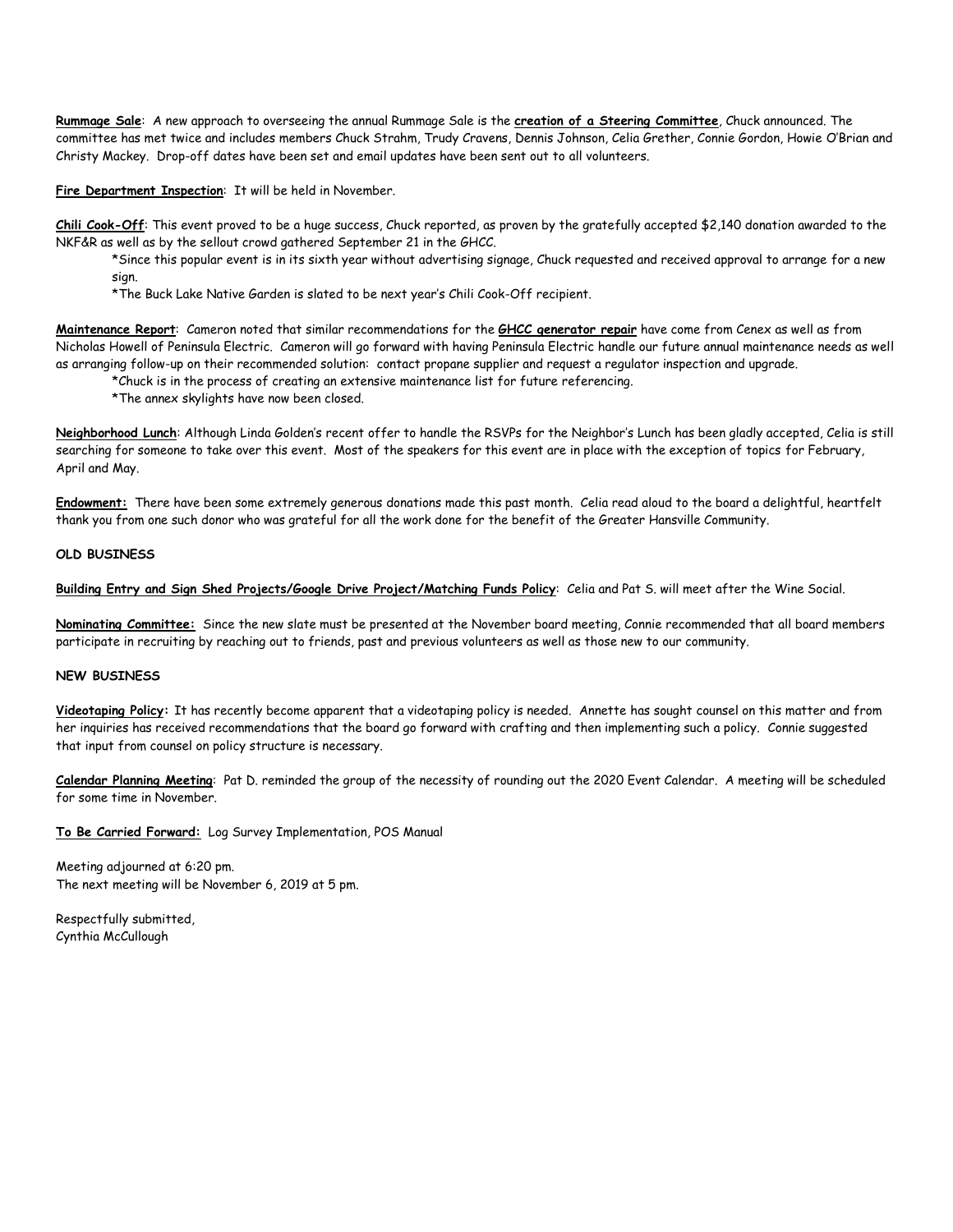**Rummage Sale**: A new approach to overseeing the annual Rummage Sale is the **creation of a Steering Committee**, Chuck announced. The committee has met twice and includes members Chuck Strahm, Trudy Cravens, Dennis Johnson, Celia Grether, Connie Gordon, Howie O'Brian and Christy Mackey. Drop-off dates have been set and email updates have been sent out to all volunteers.

**Fire Department Inspection**: It will be held in November.

**Chili Cook-Off**: This event proved to be a huge success, Chuck reported, as proven by the gratefully accepted $2,140 donation awarded to the NKF&R as well as by the sellout crowd gathered September 21 in the GHCC.

*Since this popular event is in its sixth year without advertising signage, Chuck requested and received approval to arrange for a new sign.

*The Buck Lake Native Garden is slated to be next year's Chili Cook-Off recipient.

**Maintenance Report**: Cameron noted that similar recommendations for the **GHCC generator repair** have come from Cenex as well as from Nicholas Howell of Peninsula Electric. Cameron will go forward with having Peninsula Electric handle our future annual maintenance needs as well as arranging follow-up on their recommended solution: contact propane supplier and request a regulator inspection and upgrade.

*Chuck is in the process of creating an extensive maintenance list for future referencing.

*The annex skylights have now been closed.

**Neighborhood Lunch**: Although Linda Golden's recent offer to handle the RSVPs for the Neighbor's Lunch has been gladly accepted, Celia is still searching for someone to take over this event. Most of the speakers for this event are in place with the exception of topics for February, April and May.

**Endowment:** There have been some extremely generous donations made this past month. Celia read aloud to the board a delightful, heartfelt thank you from one such donor who was grateful for all the work done for the benefit of the Greater Hansville Community.

**OLD BUSINESS**

**Building Entry and Sign Shed Projects/Google Drive Project/Matching Funds Policy**: Celia and Pat S. will meet after the Wine Social.

**Nominating Committee:** Since the new slate must be presented at the November board meeting, Connie recommended that all board members participate in recruiting by reaching out to friends, past and previous volunteers as well as those new to our community.

**NEW BUSINESS**

**Videotaping Policy:** It has recently become apparent that a videotaping policy is needed. Annette has sought counsel on this matter and from her inquiries has received recommendations that the board go forward with crafting and then implementing such a policy. Connie suggested that input from counsel on policy structure is necessary.

**Calendar Planning Meeting**: Pat D. reminded the group of the necessity of rounding out the 2020 Event Calendar. A meeting will be scheduled for some time in November.

**To Be Carried Forward:** Log Survey Implementation, POS Manual

Meeting adjourned at 6:20 pm.
The next meeting will be November 6, 2019 at 5 pm.

Respectfully submitted,
Cynthia McCullough